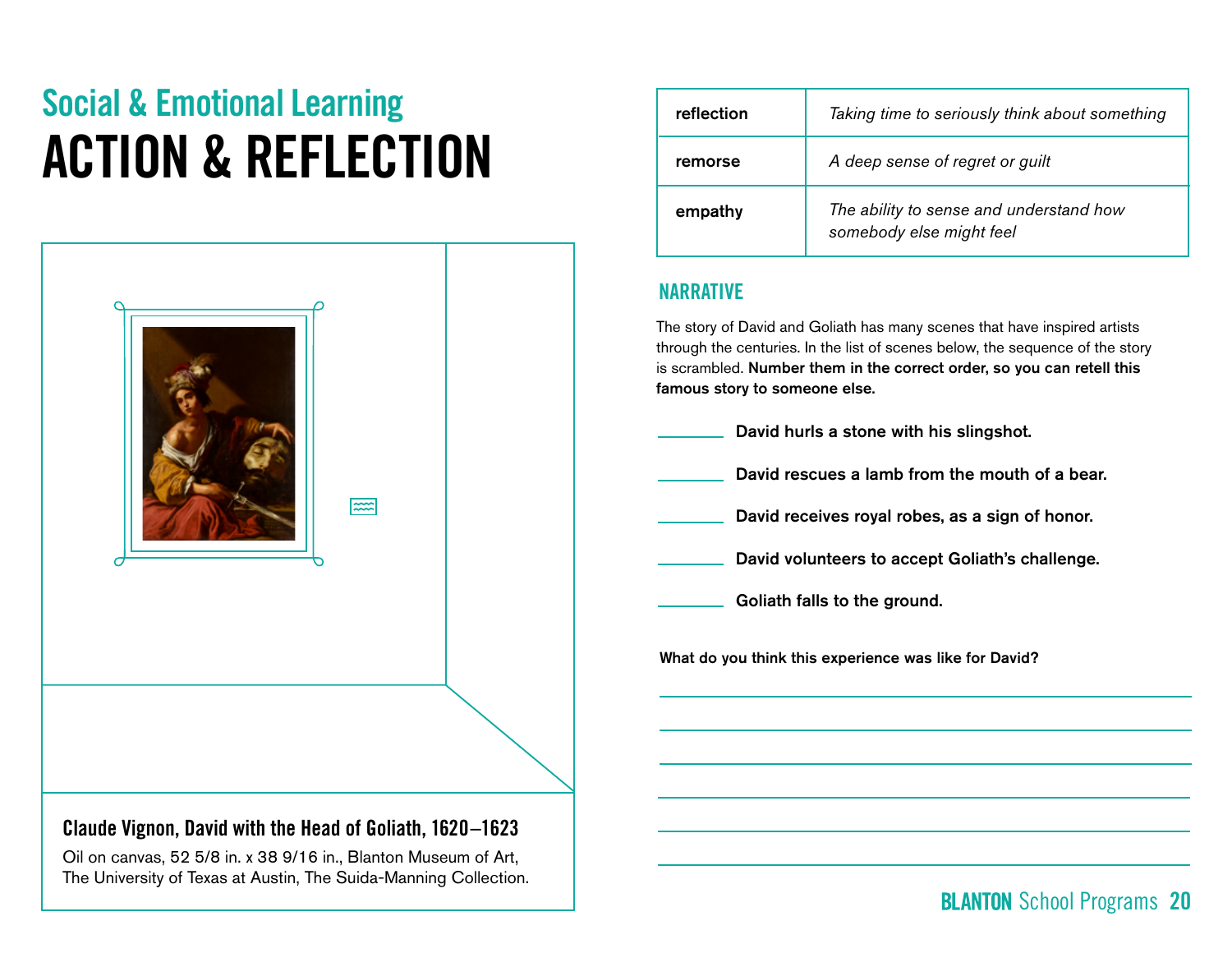## Social & Emotional Learning

# ACTION & REFLECTION

**Claude Vignon, David with the Head of Goliath, 1620–1623**

Oil on canvas, 52 5/8 in. x 38 9/16 in., Blanton Museum of Art, The University of Texas at Austin, The Suida-Manning Collection.

| | |
|---|---|
| **reflection** | *Taking time to seriously think about something* |
| **remorse** | *A deep sense of regret or guilt* |
| **empathy** | *The ability to sense and understand how somebody else might feel* |

### NARRATIVE

The story of David and Goliath has many scenes that have inspired artists through the centuries. In the list of scenes below, the sequence of the story is scrambled. **Number them in the correct order, so you can retell this famous story to someone else.**

_______ **David hurls a stone with his slingshot.**

_______ **David rescues a lamb from the mouth of a bear.**

_______ **David receives royal robes, as a sign of honor.**

_______ **David volunteers to accept Goliath's challenge.**

_______ **Goliath falls to the ground.**

**What do you think this experience was like for David?**

______________________________________________

______________________________________________

______________________________________________

______________________________________________

______________________________________________

______________________________________________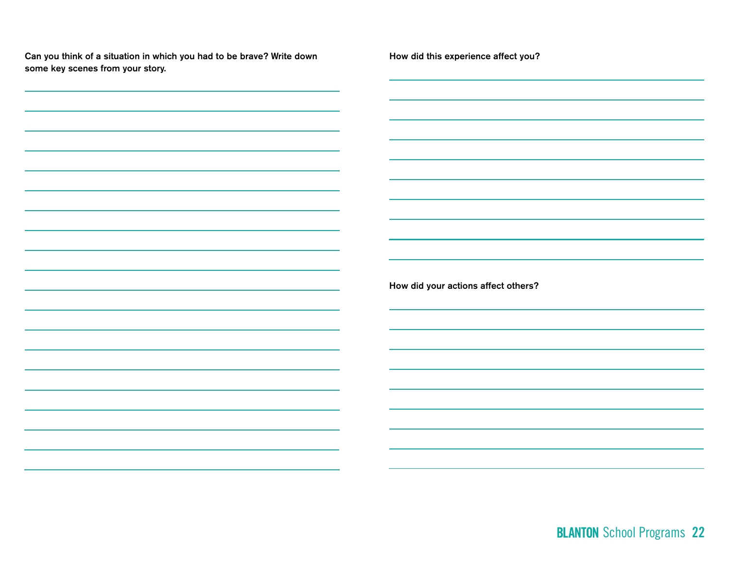**Can you think of a situation in which you had to be brave? Write down some key scenes from your story.**

**How did this experience affect you?**

**How did your actions affect others?**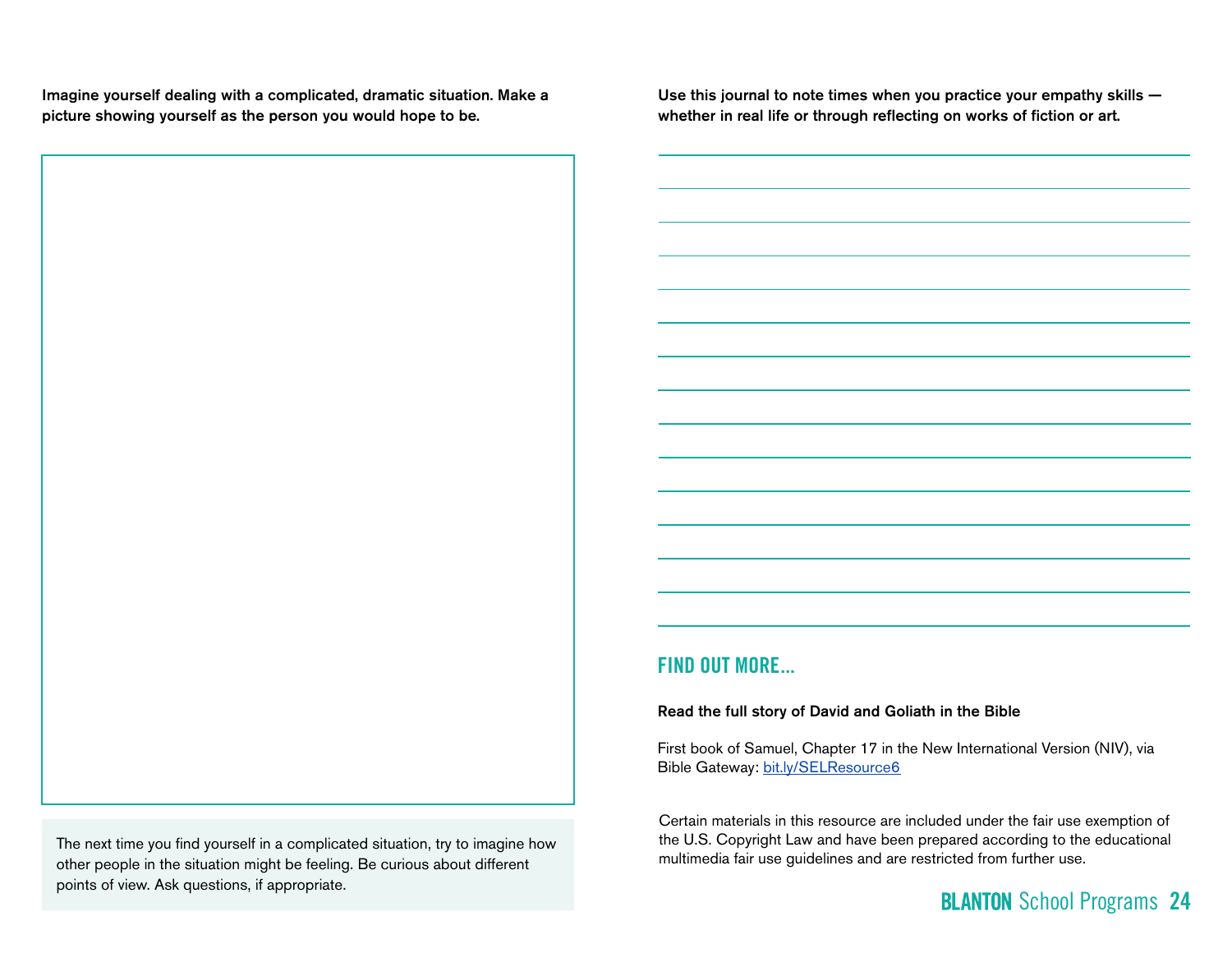**Imagine yourself dealing with a complicated, dramatic situation. Make a picture showing yourself as the person you would hope to be.**

The next time you find yourself in a complicated situation, try to imagine how other people in the situation might be feeling. Be curious about different points of view. Ask questions, if appropriate.

**Use this journal to note times when you practice your empathy skills — whether in real life or through reflecting on works of fiction or art.**

## FIND OUT MORE...

**Read the full story of David and Goliath in the Bible**

First book of Samuel, Chapter 17 in the New International Version (NIV), via Bible Gateway: bit.ly/SELResource6

Certain materials in this resource are included under the fair use exemption of the U.S. Copyright Law and have been prepared according to the educational multimedia fair use guidelines and are restricted from further use.